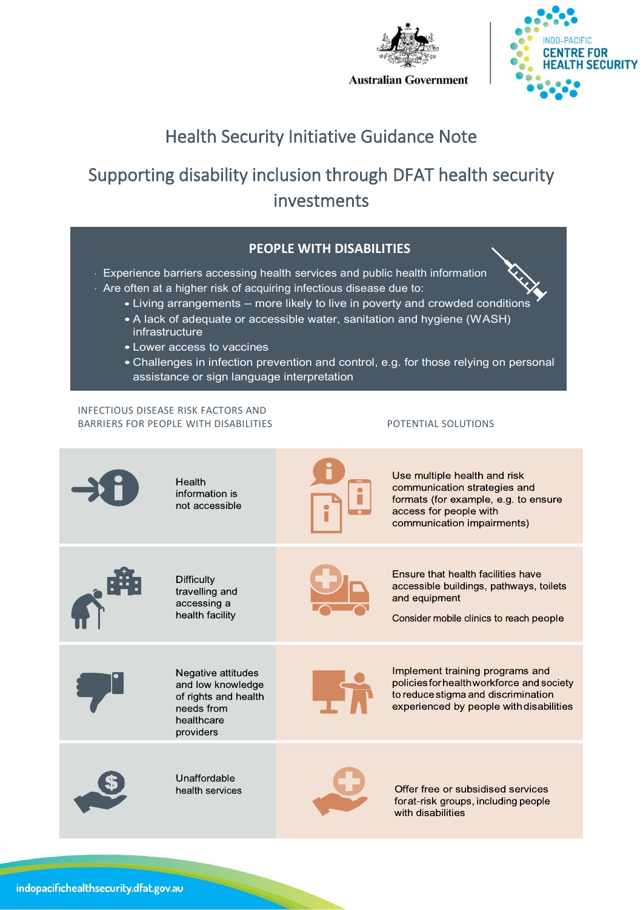Australian Government

INDO-PACIFIC CENTRE FOR HEALTH SECURITY

# Health Security Initiative Guidance Note

## Supporting disability inclusion through DFAT health security investments

### PEOPLE WITH DISABILITIES

- Experience barriers accessing health services and public health information
- Are often at a higher risk of acquiring infectious disease due to:
  - Living arrangements – more likely to live in poverty and crowded conditions
  - A lack of adequate or accessible water, sanitation and hygiene (WASH) infrastructure
  - Lower access to vaccines
  - Challenges in infection prevention and control, e.g. for those relying on personal assistance or sign language interpretation

| INFECTIOUS DISEASE RISK FACTORS AND BARRIERS FOR PEOPLE WITH DISABILITIES | POTENTIAL SOLUTIONS |
|---|---|
| Health information is not accessible | Use multiple health and risk communication strategies and formats (for example, e.g. to ensure access for people with communication impairments) |
| Difficulty travelling and accessing a health facility | Ensure that health facilities have accessible buildings, pathways, toilets and equipment<br><br>Consider mobile clinics to reach people |
| Negative attitudes and low knowledge of rights and health needs from healthcare providers | Implement training programs and policies for health workforce and society to reduce stigma and discrimination experienced by people with disabilities |
| Unaffordable health services | Offer free or subsidised services forat-risk groups, including people with disabilities |

indopacifichealthsecurity.dfat.gov.au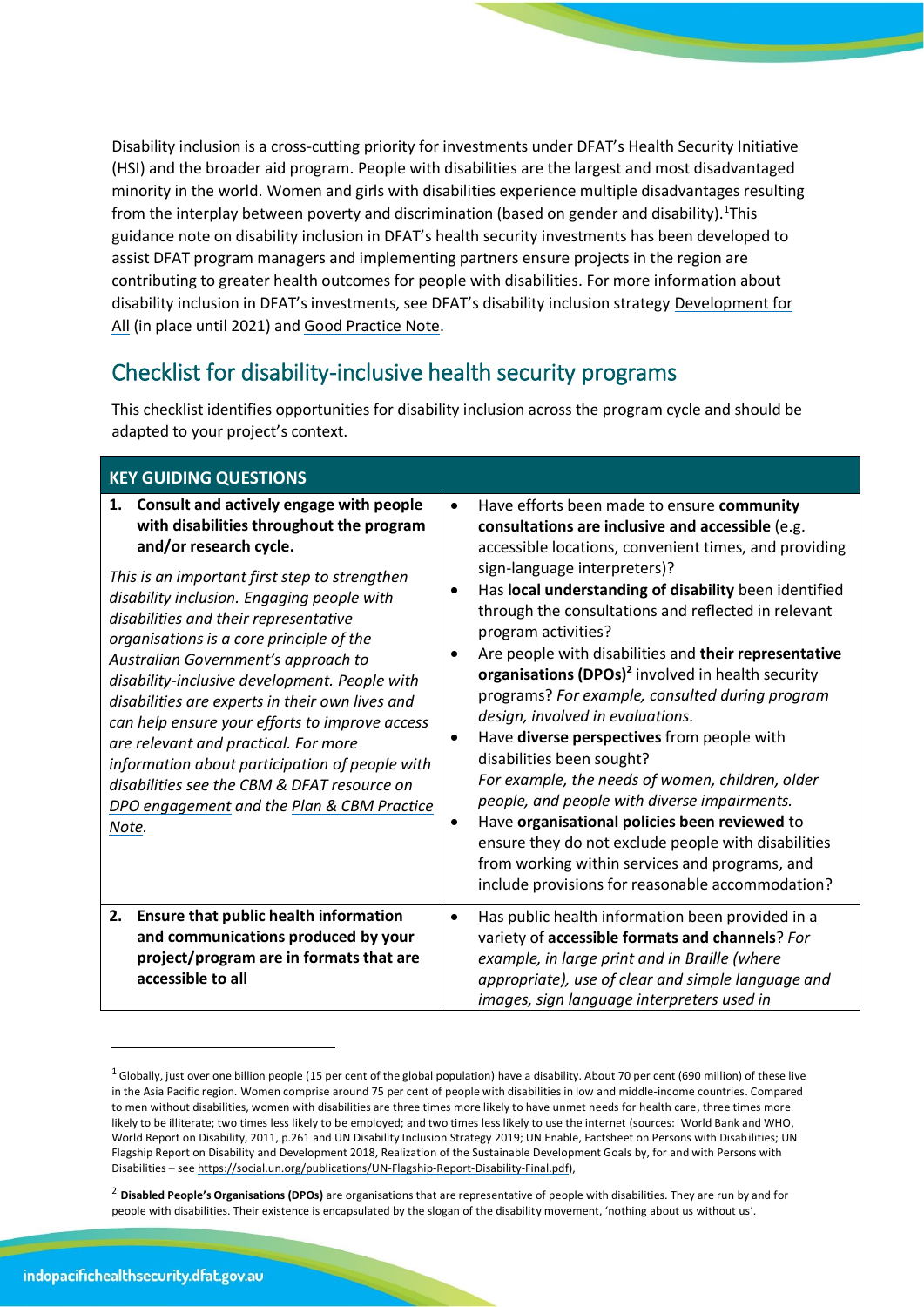Disability inclusion is a cross-cutting priority for investments under DFAT's Health Security Initiative (HSI) and the broader aid program. People with disabilities are the largest and most disadvantaged minority in the world. Women and girls with disabilities experience multiple disadvantages resulting from the interplay between poverty and discrimination (based on gender and disability).[1] This guidance note on disability inclusion in DFAT's health security investments has been developed to assist DFAT program managers and implementing partners ensure projects in the region are contributing to greater health outcomes for people with disabilities. For more information about disability inclusion in DFAT's investments, see DFAT's disability inclusion strategy Development for All (in place until 2021) and Good Practice Note.

## Checklist for disability-inclusive health security programs

This checklist identifies opportunities for disability inclusion across the program cycle and should be adapted to your project's context.

| KEY GUIDING QUESTIONS | |
|---|---|
| **1. Consult and actively engage with people with disabilities throughout the program and/or research cycle.**<br><br>*This is an important first step to strengthen disability inclusion. Engaging people with disabilities and their representative organisations is a core principle of the Australian Government's approach to disability-inclusive development. People with disabilities are experts in their own lives and can help ensure your efforts to improve access are relevant and practical. For more information about participation of people with disabilities see the CBM & DFAT resource on DPO engagement and the Plan & CBM Practice Note.* | • Have efforts been made to ensure **community consultations are inclusive and accessible** (e.g. accessible locations, convenient times, and providing sign-language interpreters)?<br>• Has **local understanding of disability** been identified through the consultations and reflected in relevant program activities?<br>• Are people with disabilities and **their representative organisations (DPOs)**[2] involved in health security programs? *For example, consulted during program design, involved in evaluations.*<br>• Have **diverse perspectives** from people with disabilities been sought? *For example, the needs of women, children, older people, and people with diverse impairments.*<br>• Have **organisational policies been reviewed** to ensure they do not exclude people with disabilities from working within services and programs, and include provisions for reasonable accommodation? |
| **2. Ensure that public health information and communications produced by your project/program are in formats that are accessible to all** | • Has public health information been provided in a variety of **accessible formats and channels**? *For example, in large print and in Braille (where appropriate), use of clear and simple language and images, sign language interpreters used in* |

[1] Globally, just over one billion people (15 per cent of the global population) have a disability. About 70 per cent (690 million) of these live in the Asia Pacific region. Women comprise around 75 per cent of people with disabilities in low and middle-income countries. Compared to men without disabilities, women with disabilities are three times more likely to have unmet needs for health care, three times more likely to be illiterate; two times less likely to be employed; and two times less likely to use the internet (sources: World Bank and WHO, World Report on Disability, 2011, p.261 and UN Disability Inclusion Strategy 2019; UN Enable, Factsheet on Persons with Disabilities; UN Flagship Report on Disability and Development 2018, Realization of the Sustainable Development Goals by, for and with Persons with Disabilities – see https://social.un.org/publications/UN-Flagship-Report-Disability-Final.pdf),

[2] **Disabled People's Organisations (DPOs)** are organisations that are representative of people with disabilities. They are run by and for people with disabilities. Their existence is encapsulated by the slogan of the disability movement, 'nothing about us without us'.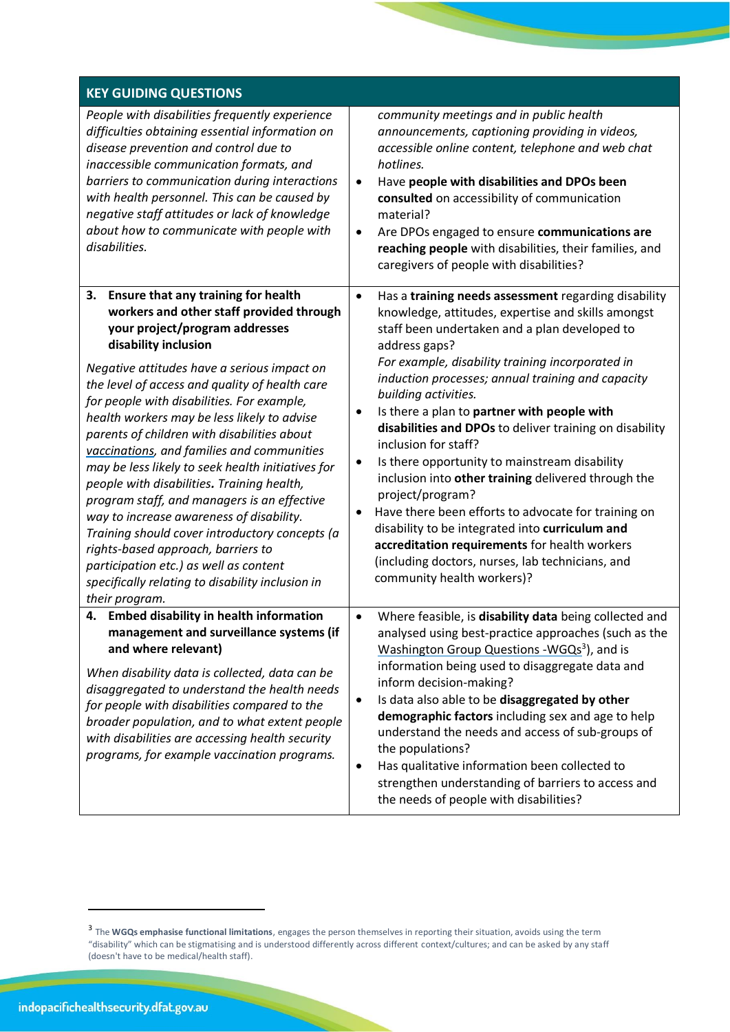| KEY GUIDING QUESTIONS | |
|---|---|
| *People with disabilities frequently experience difficulties obtaining essential information on disease prevention and control due to inaccessible communication formats, and barriers to communication during interactions with health personnel. This can be caused by negative staff attitudes or lack of knowledge about how to communicate with people with disabilities.* | *community meetings and in public health announcements, captioning providing in videos, accessible online content, telephone and web chat hotlines.*<br>• Have **people with disabilities and DPOs been consulted** on accessibility of communication material?<br>• Are DPOs engaged to ensure **communications are reaching people** with disabilities, their families, and caregivers of people with disabilities? |
| **3. Ensure that any training for health workers and other staff provided through your project/program addresses disability inclusion**<br><br>*Negative attitudes have a serious impact on the level of access and quality of health care for people with disabilities. For example, health workers may be less likely to advise parents of children with disabilities about vaccinations, and families and communities may be less likely to seek health initiatives for people with disabilities. Training health, program staff, and managers is an effective way to increase awareness of disability. Training should cover introductory concepts (a rights-based approach, barriers to participation etc.) as well as content specifically relating to disability inclusion in their program.* | • Has a **training needs assessment** regarding disability knowledge, attitudes, expertise and skills amongst staff been undertaken and a plan developed to address gaps?<br>*For example, disability training incorporated in induction processes; annual training and capacity building activities.*<br>• Is there a plan to **partner with people with disabilities and DPOs** to deliver training on disability inclusion for staff?<br>• Is there opportunity to mainstream disability inclusion into **other training** delivered through the project/program?<br>• Have there been efforts to advocate for training on disability to be integrated into **curriculum and accreditation requirements** for health workers (including doctors, nurses, lab technicians, and community health workers)? |
| **4. Embed disability in health information management and surveillance systems (if and where relevant)**<br><br>*When disability data is collected, data can be disaggregated to understand the health needs for people with disabilities compared to the broader population, and to what extent people with disabilities are accessing health security programs, for example vaccination programs.* | • Where feasible, is **disability data** being collected and analysed using best-practice approaches (such as the Washington Group Questions -WGQs[3]), and is information being used to disaggregate data and inform decision-making?<br>• Is data also able to be **disaggregated by other demographic factors** including sex and age to help understand the needs and access of sub-groups of the populations?<br>• Has qualitative information been collected to strengthen understanding of barriers to access and the needs of people with disabilities? |

[3] The **WGQs emphasise functional limitations**, engages the person themselves in reporting their situation, avoids using the term "disability" which can be stigmatising and is understood differently across different context/cultures; and can be asked by any staff (doesn't have to be medical/health staff).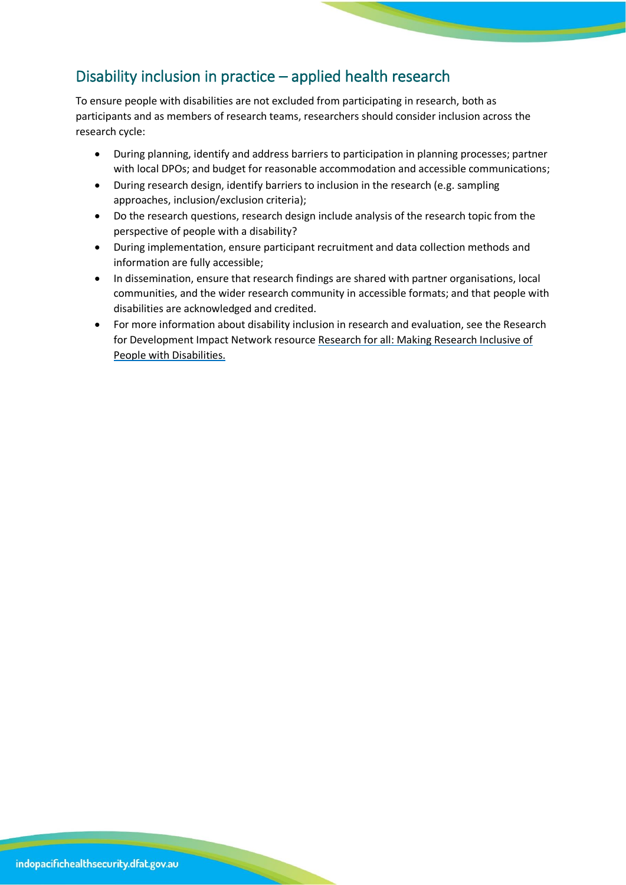## Disability inclusion in practice – applied health research

To ensure people with disabilities are not excluded from participating in research, both as participants and as members of research teams, researchers should consider inclusion across the research cycle:

- During planning, identify and address barriers to participation in planning processes; partner with local DPOs; and budget for reasonable accommodation and accessible communications;
- During research design, identify barriers to inclusion in the research (e.g. sampling approaches, inclusion/exclusion criteria);
- Do the research questions, research design include analysis of the research topic from the perspective of people with a disability?
- During implementation, ensure participant recruitment and data collection methods and information are fully accessible;
- In dissemination, ensure that research findings are shared with partner organisations, local communities, and the wider research community in accessible formats; and that people with disabilities are acknowledged and credited.
- For more information about disability inclusion in research and evaluation, see the Research for Development Impact Network resource Research for all: Making Research Inclusive of People with Disabilities.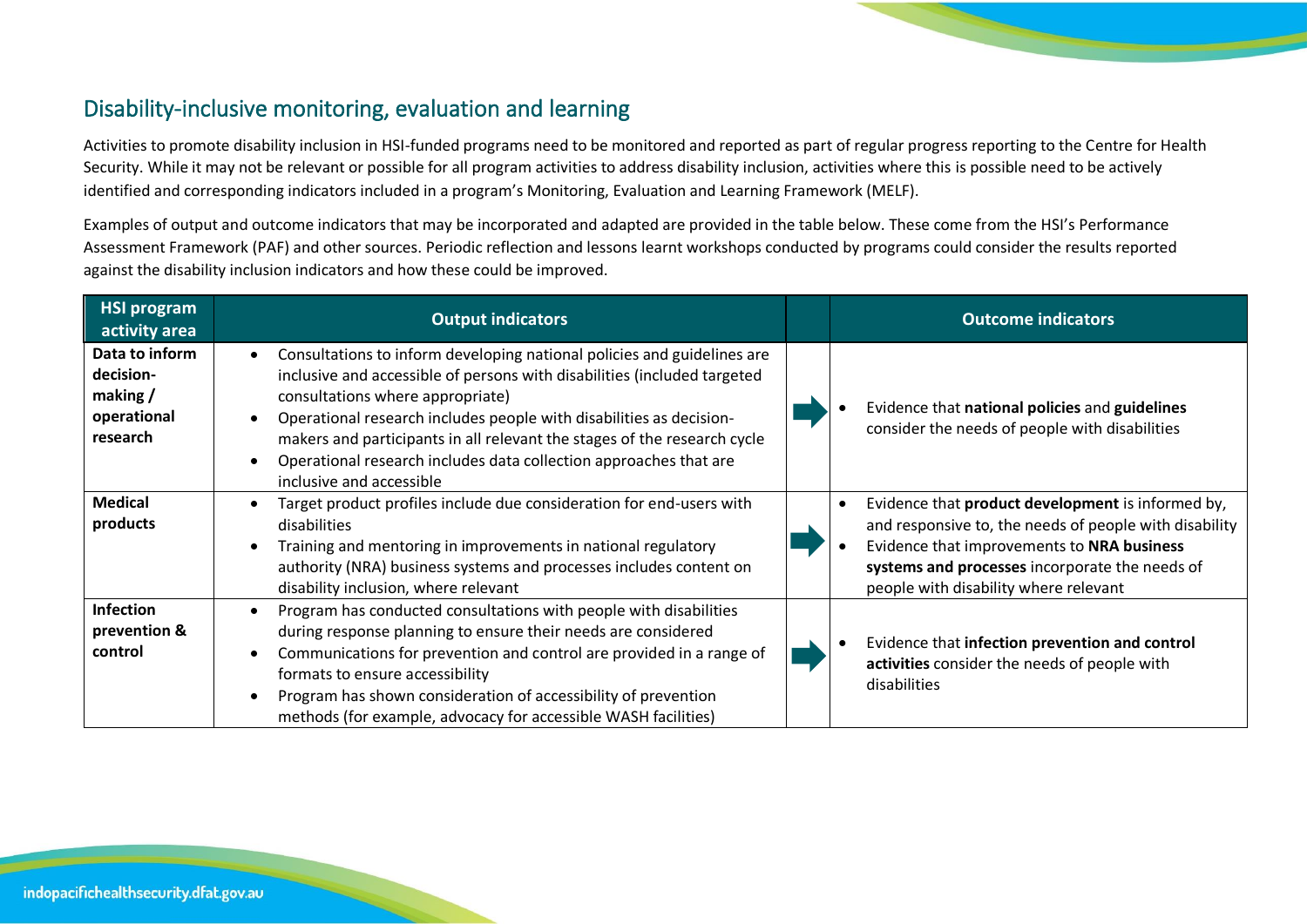## Disability-inclusive monitoring, evaluation and learning

Activities to promote disability inclusion in HSI-funded programs need to be monitored and reported as part of regular progress reporting to the Centre for Health Security. While it may not be relevant or possible for all program activities to address disability inclusion, activities where this is possible need to be actively identified and corresponding indicators included in a program's Monitoring, Evaluation and Learning Framework (MELF).

Examples of output and outcome indicators that may be incorporated and adapted are provided in the table below. These come from the HSI's Performance Assessment Framework (PAF) and other sources. Periodic reflection and lessons learnt workshops conducted by programs could consider the results reported against the disability inclusion indicators and how these could be improved.

| HSI program activity area | Output indicators | | Outcome indicators |
|---|---|---|---|
| **Data to inform decision-making / operational research** | • Consultations to inform developing national policies and guidelines are inclusive and accessible of persons with disabilities (included targeted consultations where appropriate)<br>• Operational research includes people with disabilities as decision-makers and participants in all relevant the stages of the research cycle<br>• Operational research includes data collection approaches that are inclusive and accessible | ➡ | • Evidence that **national policies** and **guidelines** consider the needs of people with disabilities |
| **Medical products** | • Target product profiles include due consideration for end-users with disabilities<br>• Training and mentoring in improvements in national regulatory authority (NRA) business systems and processes includes content on disability inclusion, where relevant | ➡ | • Evidence that **product development** is informed by, and responsive to, the needs of people with disability<br>• Evidence that improvements to **NRA business systems and processes** incorporate the needs of people with disability where relevant |
| **Infection prevention & control** | • Program has conducted consultations with people with disabilities during response planning to ensure their needs are considered<br>• Communications for prevention and control are provided in a range of formats to ensure accessibility<br>• Program has shown consideration of accessibility of prevention methods (for example, advocacy for accessible WASH facilities) | ➡ | • Evidence that **infection prevention and control activities** consider the needs of people with disabilities |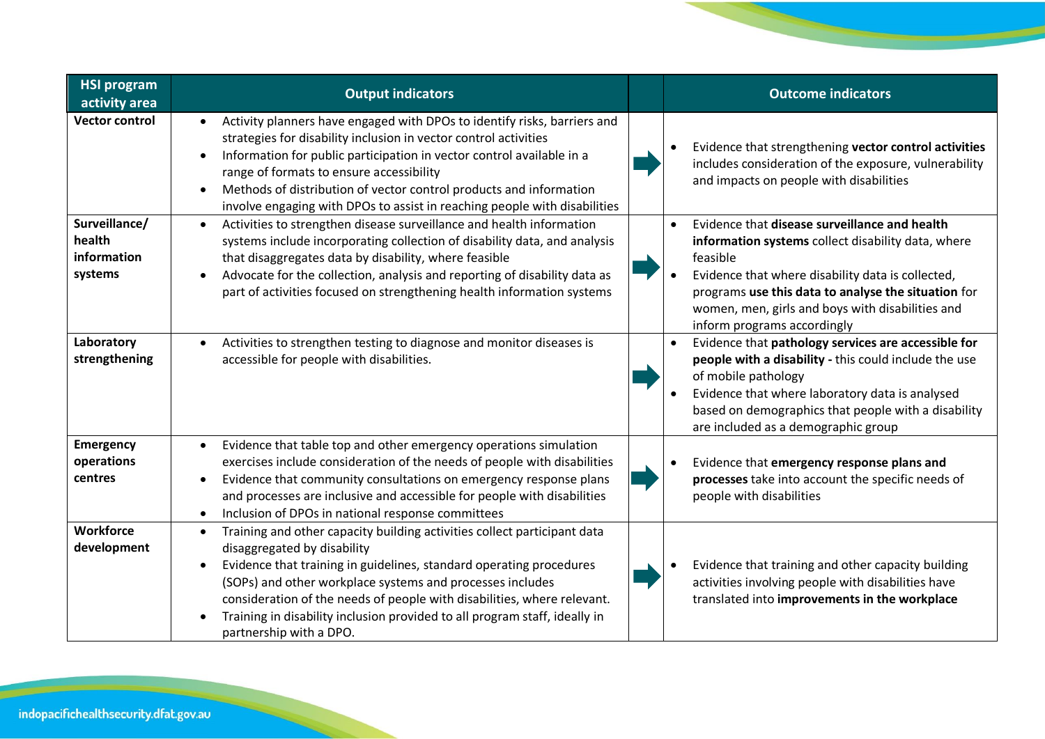| HSI program activity area | Output indicators | | Outcome indicators |
|---|---|---|---|
| **Vector control** | • Activity planners have engaged with DPOs to identify risks, barriers and strategies for disability inclusion in vector control activities<br>• Information for public participation in vector control available in a range of formats to ensure accessibility<br>• Methods of distribution of vector control products and information involve engaging with DPOs to assist in reaching people with disabilities | ➡ | • Evidence that strengthening **vector control activities** includes consideration of the exposure, vulnerability and impacts on people with disabilities |
| **Surveillance/ health information systems** | • Activities to strengthen disease surveillance and health information systems include incorporating collection of disability data, and analysis that disaggregates data by disability, where feasible<br>• Advocate for the collection, analysis and reporting of disability data as part of activities focused on strengthening health information systems | ➡ | • Evidence that **disease surveillance and health information systems** collect disability data, where feasible<br>• Evidence that where disability data is collected, programs **use this data to analyse the situation** for women, men, girls and boys with disabilities and inform programs accordingly |
| **Laboratory strengthening** | • Activities to strengthen testing to diagnose and monitor diseases is accessible for people with disabilities. | ➡ | • Evidence that **pathology services are accessible for people with a disability -** this could include the use of mobile pathology<br>• Evidence that where laboratory data is analysed based on demographics that people with a disability are included as a demographic group |
| **Emergency operations centres** | • Evidence that table top and other emergency operations simulation exercises include consideration of the needs of people with disabilities<br>• Evidence that community consultations on emergency response plans and processes are inclusive and accessible for people with disabilities<br>• Inclusion of DPOs in national response committees | ➡ | • Evidence that **emergency response plans and processes** take into account the specific needs of people with disabilities |
| **Workforce development** | • Training and other capacity building activities collect participant data disaggregated by disability<br>• Evidence that training in guidelines, standard operating procedures (SOPs) and other workplace systems and processes includes consideration of the needs of people with disabilities, where relevant.<br>• Training in disability inclusion provided to all program staff, ideally in partnership with a DPO. | ➡ | • Evidence that training and other capacity building activities involving people with disabilities have translated into **improvements in the workplace** |